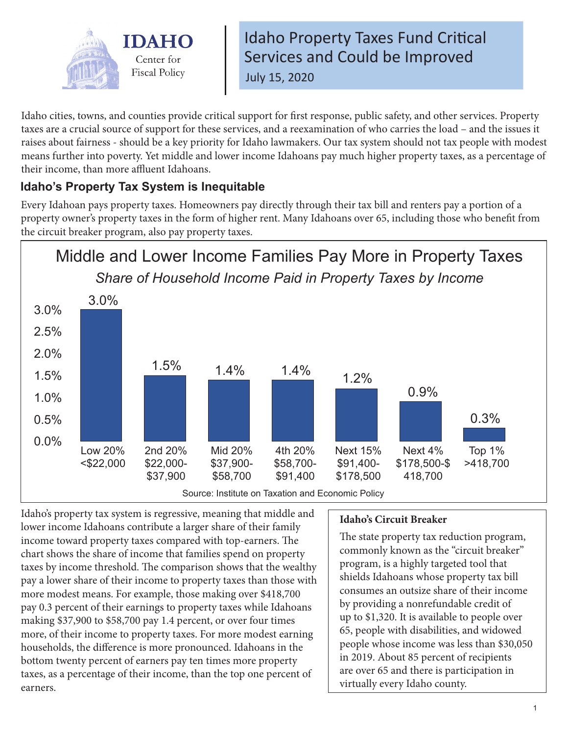# Idaho Property Taxes Fund Critical Services and Could be Improved

IDAHO Center for Fiscal Policy

July 15, 2020

Idaho cities, towns, and counties provide critical support for first response, public safety, and other services. Property taxes are a crucial source of support for these services, and a reexamination of who carries the load – and the issues it raises about fairness - should be a key priority for Idaho lawmakers. Our tax system should not tax people with modest means further into poverty. Yet middle and lower income Idahoans pay much higher property taxes, as a percentage of their income, than more affluent Idahoans.

## Idaho's Property Tax System is Inequitable

Every Idahoan pays property taxes. Homeowners pay directly through their tax bill and renters pay a portion of a property owner's property taxes in the form of higher rent. Many Idahoans over 65, including those who benefit from the circuit breaker program, also pay property taxes.

**Middle and Lower Income Families Pay More in Property Taxes**

*Share of Household Income Paid in Property Taxes by Income*

| Income Group | Share of Income Paid in Property Taxes |
|---|---|
| Low 20% <$22,000 | 3.0% |
| 2nd 20% $22,000-$37,900 | 1.5% |
| Mid 20% $37,900-$58,700 | 1.4% |
| 4th 20% $58,700-$91,400 | 1.4% |
| Next 15% $91,400-$178,500 | 1.2% |
| Next 4% $178,500-$418,700 | 0.9% |
| Top 1% >418,700 | 0.3% |

Source: Institute on Taxation and Economic Policy

Idaho's property tax system is regressive, meaning that middle and lower income Idahoans contribute a larger share of their family income toward property taxes compared with top-earners. The chart shows the share of income that families spend on property taxes by income threshold. The comparison shows that the wealthy pay a lower share of their income to property taxes than those with more modest means. For example, those making over $418,700 pay 0.3 percent of their earnings to property taxes while Idahoans making $37,900 to $58,700 pay 1.4 percent, or over four times more, of their income to property taxes. For more modest earning households, the difference is more pronounced. Idahoans in the bottom twenty percent of earners pay ten times more property taxes, as a percentage of their income, than the top one percent of earners.

**Idaho's Circuit Breaker**

The state property tax reduction program, commonly known as the "circuit breaker" program, is a highly targeted tool that shields Idahoans whose property tax bill consumes an outsize share of their income by providing a nonrefundable credit of up to $1,320. It is available to people over 65, people with disabilities, and widowed people whose income was less than $30,050 in 2019. About 85 percent of recipients are over 65 and there is participation in virtually every Idaho county.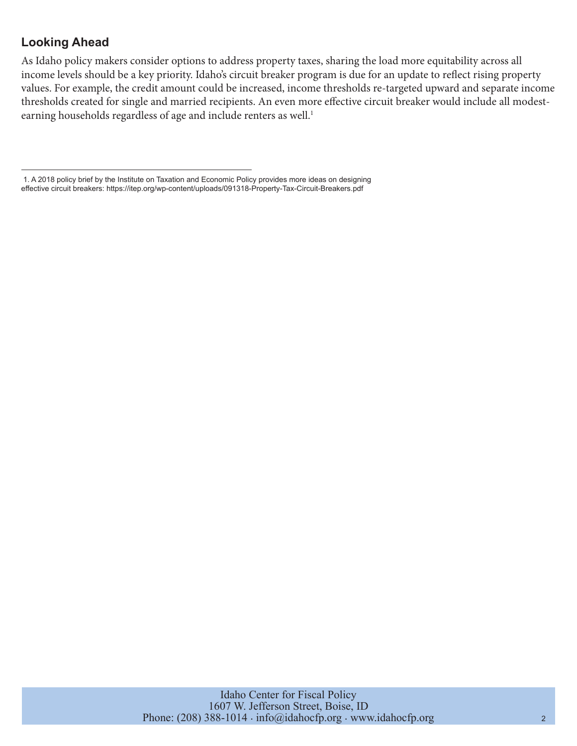## Looking Ahead

As Idaho policy makers consider options to address property taxes, sharing the load more equitability across all income levels should be a key priority. Idaho's circuit breaker program is due for an update to reflect rising property values. For example, the credit amount could be increased, income thresholds re-targeted upward and separate income thresholds created for single and married recipients. An even more effective circuit breaker would include all modest-earning households regardless of age and include renters as well.[1]

---

1. A 2018 policy brief by the Institute on Taxation and Economic Policy provides more ideas on designing effective circuit breakers: https://itep.org/wp-content/uploads/091318-Property-Tax-Circuit-Breakers.pdf

Idaho Center for Fiscal Policy
1607 W. Jefferson Street, Boise, ID
Phone: (208) 388-1014 · info@idahocfp.org · www.idahocfp.org